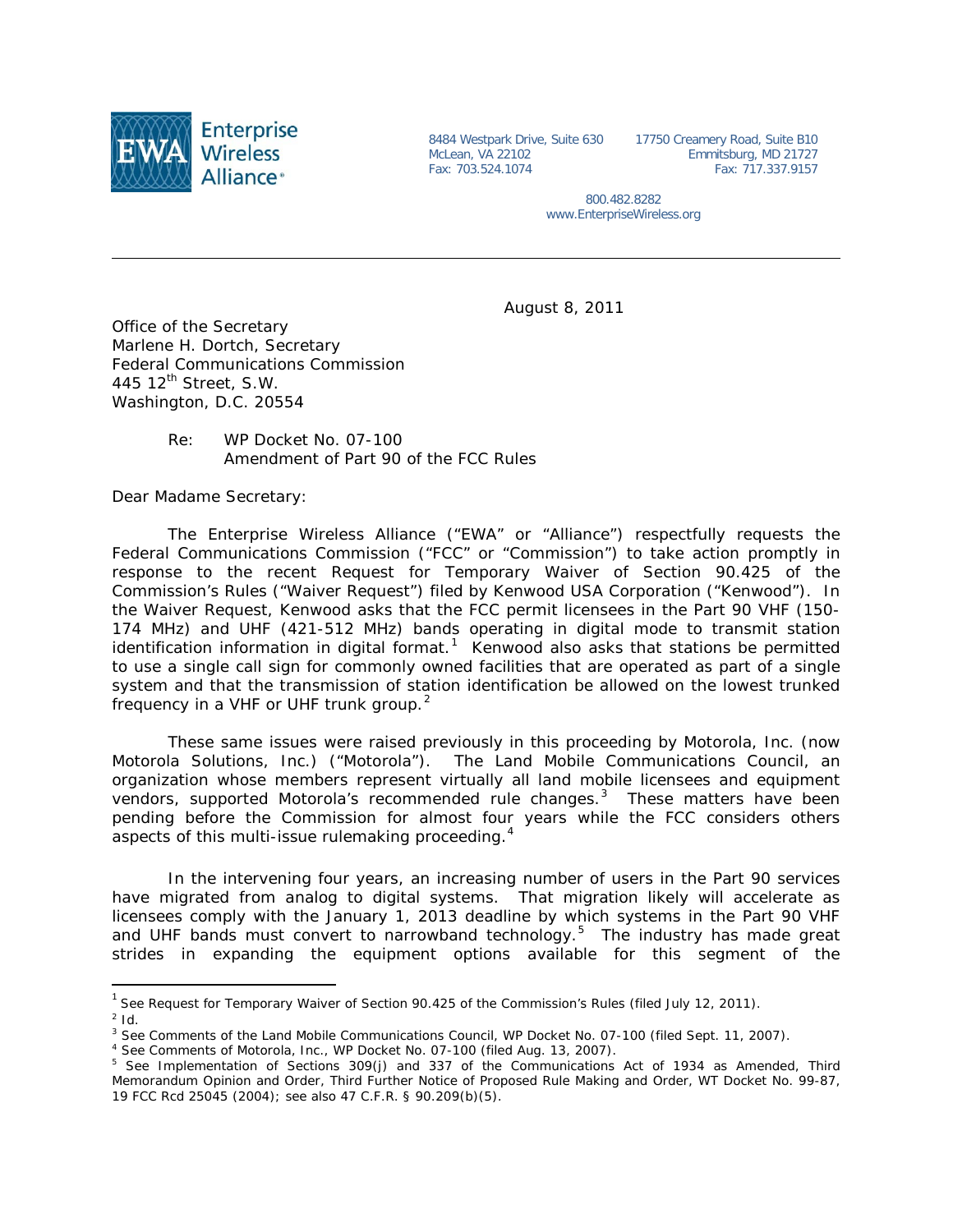Enterprise Wireless Alliance

8484 Westpark Drive, Suite 630
McLean, VA 22102
Fax: 703.524.1074

17750 Creamery Road, Suite B10
Emmitsburg, MD 21727
Fax: 717.337.9157

800.482.8282
www.EnterpriseWireless.org

---

August 8, 2011

Office of the Secretary
Marlene H. Dortch, Secretary
Federal Communications Commission
445 12th Street, S.W.
Washington, D.C. 20554

Re: WP Docket No. 07-100
Amendment of Part 90 of the FCC Rules

Dear Madame Secretary:

The Enterprise Wireless Alliance ("EWA" or "Alliance") respectfully requests the Federal Communications Commission ("FCC" or "Commission") to take action promptly in response to the recent Request for Temporary Waiver of Section 90.425 of the Commission's Rules ("Waiver Request") filed by Kenwood USA Corporation ("Kenwood"). In the Waiver Request, Kenwood asks that the FCC permit licensees in the Part 90 VHF (150-174 MHz) and UHF (421-512 MHz) bands operating in digital mode to transmit station identification information in digital format.[1] Kenwood also asks that stations be permitted to use a single call sign for commonly owned facilities that are operated as part of a single system and that the transmission of station identification be allowed on the lowest trunked frequency in a VHF or UHF trunk group.[2]

These same issues were raised previously in this proceeding by Motorola, Inc. (now Motorola Solutions, Inc.) ("Motorola"). The Land Mobile Communications Council, an organization whose members represent virtually all land mobile licensees and equipment vendors, supported Motorola's recommended rule changes.[3] These matters have been pending before the Commission for almost four years while the FCC considers others aspects of this multi-issue rulemaking proceeding.[4]

In the intervening four years, an increasing number of users in the Part 90 services have migrated from analog to digital systems. That migration likely will accelerate as licensees comply with the January 1, 2013 deadline by which systems in the Part 90 VHF and UHF bands must convert to narrowband technology.[5] The industry has made great strides in expanding the equipment options available for this segment of the

---

[1] See Request for Temporary Waiver of Section 90.425 of the Commission's Rules (filed July 12, 2011).

[2] Id.

[3] See Comments of the Land Mobile Communications Council, WP Docket No. 07-100 (filed Sept. 11, 2007).

[4] See Comments of Motorola, Inc., WP Docket No. 07-100 (filed Aug. 13, 2007).

[5] See Implementation of Sections 309(j) and 337 of the Communications Act of 1934 as Amended, Third Memorandum Opinion and Order, Third Further Notice of Proposed Rule Making and Order, WT Docket No. 99-87, 19 FCC Rcd 25045 (2004); see also 47 C.F.R. § 90.209(b)(5).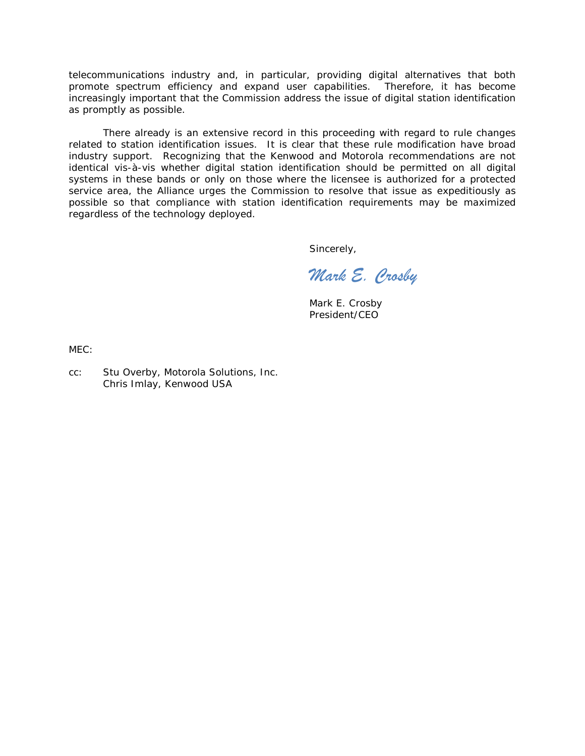telecommunications industry and, in particular, providing digital alternatives that both promote spectrum efficiency and expand user capabilities. Therefore, it has become increasingly important that the Commission address the issue of digital station identification as promptly as possible.

There already is an extensive record in this proceeding with regard to rule changes related to station identification issues. It is clear that these rule modification have broad industry support. Recognizing that the Kenwood and Motorola recommendations are not identical vis-à-vis whether digital station identification should be permitted on all digital systems in these bands or only on those where the licensee is authorized for a protected service area, the Alliance urges the Commission to resolve that issue as expeditiously as possible so that compliance with station identification requirements may be maximized regardless of the technology deployed.

Sincerely,

*Mark E. Crosby*

Mark E. Crosby
President/CEO

MEC:

cc: Stu Overby, Motorola Solutions, Inc.
Chris Imlay, Kenwood USA